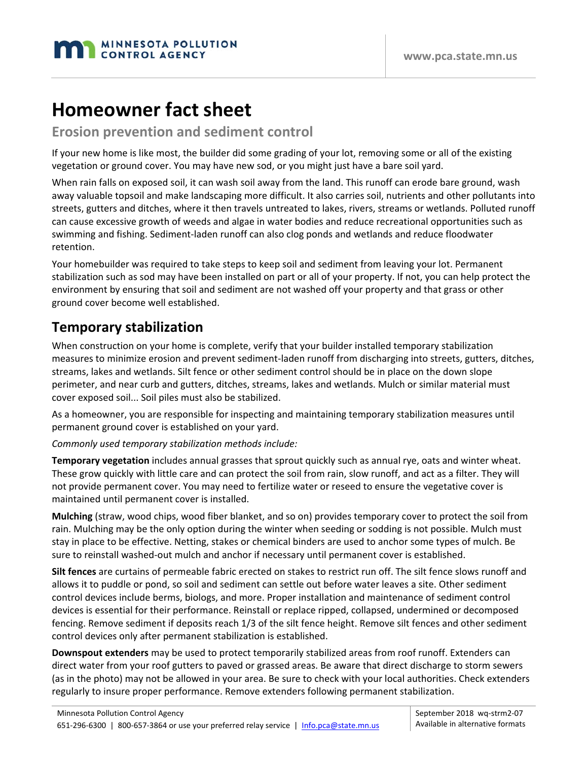# Homeowner fact sheet

## Erosion prevention and sediment control

If your new home is like most, the builder did some grading of your lot, removing some or all of the existing vegetation or ground cover. You may have new sod, or you might just have a bare soil yard.

When rain falls on exposed soil, it can wash soil away from the land. This runoff can erode bare ground, wash away valuable topsoil and make landscaping more difficult. It also carries soil, nutrients and other pollutants into streets, gutters and ditches, where it then travels untreated to lakes, rivers, streams or wetlands. Polluted runoff can cause excessive growth of weeds and algae in water bodies and reduce recreational opportunities such as swimming and fishing. Sediment-laden runoff can also clog ponds and wetlands and reduce floodwater retention.

Your homebuilder was required to take steps to keep soil and sediment from leaving your lot. Permanent stabilization such as sod may have been installed on part or all of your property. If not, you can help protect the environment by ensuring that soil and sediment are not washed off your property and that grass or other ground cover become well established.

## Temporary stabilization

When construction on your home is complete, verify that your builder installed temporary stabilization measures to minimize erosion and prevent sediment-laden runoff from discharging into streets, gutters, ditches, streams, lakes and wetlands. Silt fence or other sediment control should be in place on the down slope perimeter, and near curb and gutters, ditches, streams, lakes and wetlands. Mulch or similar material must cover exposed soil... Soil piles must also be stabilized.

As a homeowner, you are responsible for inspecting and maintaining temporary stabilization measures until permanent ground cover is established on your yard.

*Commonly used temporary stabilization methods include:*

**Temporary vegetation** includes annual grasses that sprout quickly such as annual rye, oats and winter wheat. These grow quickly with little care and can protect the soil from rain, slow runoff, and act as a filter. They will not provide permanent cover. You may need to fertilize water or reseed to ensure the vegetative cover is maintained until permanent cover is installed.

**Mulching** (straw, wood chips, wood fiber blanket, and so on) provides temporary cover to protect the soil from rain. Mulching may be the only option during the winter when seeding or sodding is not possible. Mulch must stay in place to be effective. Netting, stakes or chemical binders are used to anchor some types of mulch. Be sure to reinstall washed-out mulch and anchor if necessary until permanent cover is established.

**Silt fences** are curtains of permeable fabric erected on stakes to restrict run off. The silt fence slows runoff and allows it to puddle or pond, so soil and sediment can settle out before water leaves a site. Other sediment control devices include berms, biologs, and more. Proper installation and maintenance of sediment control devices is essential for their performance. Reinstall or replace ripped, collapsed, undermined or decomposed fencing. Remove sediment if deposits reach 1/3 of the silt fence height. Remove silt fences and other sediment control devices only after permanent stabilization is established.

**Downspout extenders** may be used to protect temporarily stabilized areas from roof runoff. Extenders can direct water from your roof gutters to paved or grassed areas. Be aware that direct discharge to storm sewers (as in the photo) may not be allowed in your area. Be sure to check with your local authorities. Check extenders regularly to insure proper performance. Remove extenders following permanent stabilization.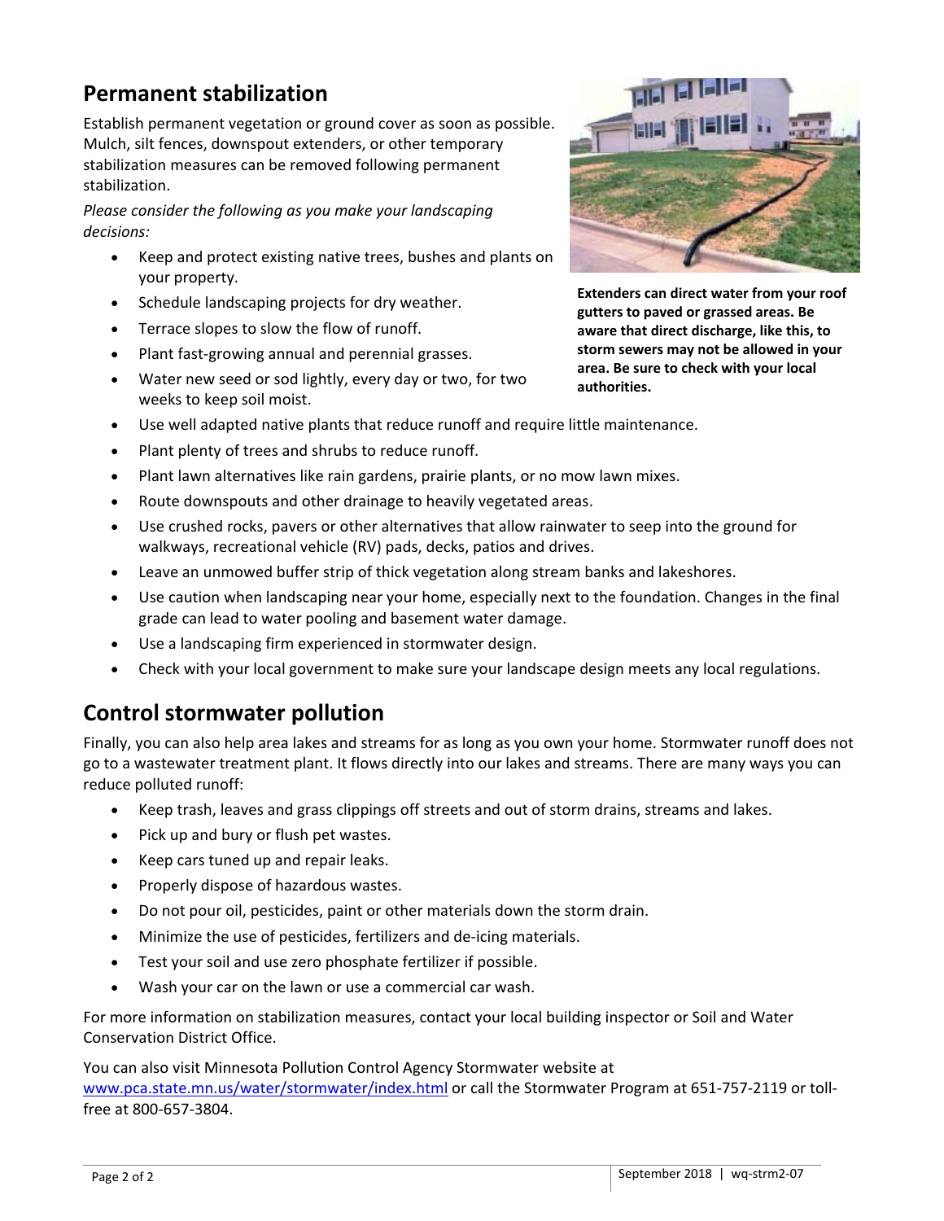## Permanent stabilization

Establish permanent vegetation or ground cover as soon as possible. Mulch, silt fences, downspout extenders, or other temporary stabilization measures can be removed following permanent stabilization.

*Please consider the following as you make your landscaping decisions:*

- Keep and protect existing native trees, bushes and plants on your property.
- Schedule landscaping projects for dry weather.
- Terrace slopes to slow the flow of runoff.
- Plant fast-growing annual and perennial grasses.
- Water new seed or sod lightly, every day or two, for two weeks to keep soil moist.
- Use well adapted native plants that reduce runoff and require little maintenance.
- Plant plenty of trees and shrubs to reduce runoff.
- Plant lawn alternatives like rain gardens, prairie plants, or no mow lawn mixes.
- Route downspouts and other drainage to heavily vegetated areas.
- Use crushed rocks, pavers or other alternatives that allow rainwater to seep into the ground for walkways, recreational vehicle (RV) pads, decks, patios and drives.
- Leave an unmowed buffer strip of thick vegetation along stream banks and lakeshores.
- Use caution when landscaping near your home, especially next to the foundation. Changes in the final grade can lead to water pooling and basement water damage.
- Use a landscaping firm experienced in stormwater design.
- Check with your local government to make sure your landscape design meets any local regulations.

**Extenders can direct water from your roof gutters to paved or grassed areas. Be aware that direct discharge, like this, to storm sewers may not be allowed in your area. Be sure to check with your local authorities.**

## Control stormwater pollution

Finally, you can also help area lakes and streams for as long as you own your home. Stormwater runoff does not go to a wastewater treatment plant. It flows directly into our lakes and streams. There are many ways you can reduce polluted runoff:

- Keep trash, leaves and grass clippings off streets and out of storm drains, streams and lakes.
- Pick up and bury or flush pet wastes.
- Keep cars tuned up and repair leaks.
- Properly dispose of hazardous wastes.
- Do not pour oil, pesticides, paint or other materials down the storm drain.
- Minimize the use of pesticides, fertilizers and de-icing materials.
- Test your soil and use zero phosphate fertilizer if possible.
- Wash your car on the lawn or use a commercial car wash.

For more information on stabilization measures, contact your local building inspector or Soil and Water Conservation District Office.

You can also visit Minnesota Pollution Control Agency Stormwater website at [www.pca.state.mn.us/water/stormwater/index.html](http://www.pca.state.mn.us/water/stormwater/index.html) or call the Stormwater Program at 651-757-2119 or toll-free at 800-657-3804.

September 2018 | wq-strm2-07